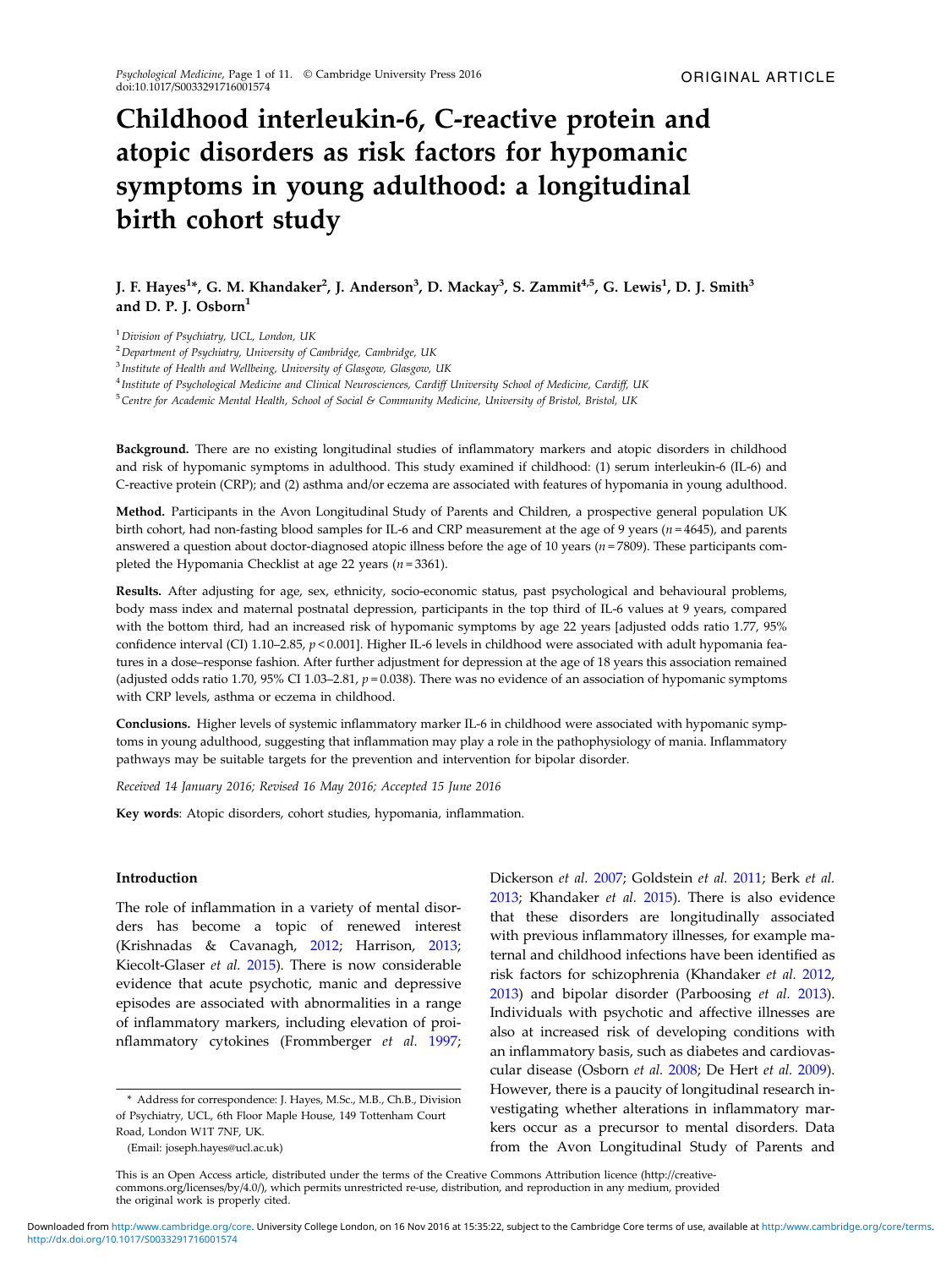ORIGINAL ARTICLE

# Childhood interleukin-6, C-reactive protein and atopic disorders as risk factors for hypomanic symptoms in young adulthood: a longitudinal birth cohort study

**J. F. Hayes[1]*, G. M. Khandaker[2], J. Anderson[3], D. Mackay[3], S. Zammit[4,5], G. Lewis[1], D. J. Smith[3] and D. P. J. Osborn[1]**

[1] *Division of Psychiatry, UCL, London, UK*
[2] *Department of Psychiatry, University of Cambridge, Cambridge, UK*
[3] *Institute of Health and Wellbeing, University of Glasgow, Glasgow, UK*
[4] *Institute of Psychological Medicine and Clinical Neurosciences, Cardiff University School of Medicine, Cardiff, UK*
[5] *Centre for Academic Mental Health, School of Social & Community Medicine, University of Bristol, Bristol, UK*

**Background.** There are no existing longitudinal studies of inflammatory markers and atopic disorders in childhood and risk of hypomanic symptoms in adulthood. This study examined if childhood: (1) serum interleukin-6 (IL-6) and C-reactive protein (CRP); and (2) asthma and/or eczema are associated with features of hypomania in young adulthood.

**Method.** Participants in the Avon Longitudinal Study of Parents and Children, a prospective general population UK birth cohort, had non-fasting blood samples for IL-6 and CRP measurement at the age of 9 years ($n = 4645$), and parents answered a question about doctor-diagnosed atopic illness before the age of 10 years ($n = 7809$). These participants completed the Hypomania Checklist at age 22 years ($n = 3361$).

**Results.** After adjusting for age, sex, ethnicity, socio-economic status, past psychological and behavioural problems, body mass index and maternal postnatal depression, participants in the top third of IL-6 values at 9 years, compared with the bottom third, had an increased risk of hypomanic symptoms by age 22 years [adjusted odds ratio 1.77, 95% confidence interval (CI) 1.10–2.85, $p < 0.001$]. Higher IL-6 levels in childhood were associated with adult hypomania features in a dose–response fashion. After further adjustment for depression at the age of 18 years this association remained (adjusted odds ratio 1.70, 95% CI 1.03–2.81, $p = 0.038$). There was no evidence of an association of hypomanic symptoms with CRP levels, asthma or eczema in childhood.

**Conclusions.** Higher levels of systemic inflammatory marker IL-6 in childhood were associated with hypomanic symptoms in young adulthood, suggesting that inflammation may play a role in the pathophysiology of mania. Inflammatory pathways may be suitable targets for the prevention and intervention for bipolar disorder.

*Received 14 January 2016; Revised 16 May 2016; Accepted 15 June 2016*

**Key words**: Atopic disorders, cohort studies, hypomania, inflammation.

## Introduction

The role of inflammation in a variety of mental disorders has become a topic of renewed interest (Krishnadas & Cavanagh, 2012; Harrison, 2013; Kiecolt-Glaser *et al.* 2015). There is now considerable evidence that acute psychotic, manic and depressive episodes are associated with abnormalities in a range of inflammatory markers, including elevation of proinflammatory cytokines (Frommberger *et al.* 1997; Dickerson *et al.* 2007; Goldstein *et al.* 2011; Berk *et al.* 2013; Khandaker *et al.* 2015). There is also evidence that these disorders are longitudinally associated with previous inflammatory illnesses, for example maternal and childhood infections have been identified as risk factors for schizophrenia (Khandaker *et al.* 2012, 2013) and bipolar disorder (Parboosing *et al.* 2013). Individuals with psychotic and affective illnesses are also at increased risk of developing conditions with an inflammatory basis, such as diabetes and cardiovascular disease (Osborn *et al.* 2008; De Hert *et al.* 2009). However, there is a paucity of longitudinal research investigating whether alterations in inflammatory markers occur as a precursor to mental disorders. Data from the Avon Longitudinal Study of Parents and

\* Address for correspondence: J. Hayes, M.Sc., M.B., Ch.B., Division of Psychiatry, UCL, 6th Floor Maple House, 149 Tottenham Court Road, London W1T 7NF, UK.
(Email: joseph.hayes@ucl.ac.uk)

This is an Open Access article, distributed under the terms of the Creative Commons Attribution licence (http://creativecommons.org/licenses/by/4.0/), which permits unrestricted re-use, distribution, and reproduction in any medium, provided the original work is properly cited.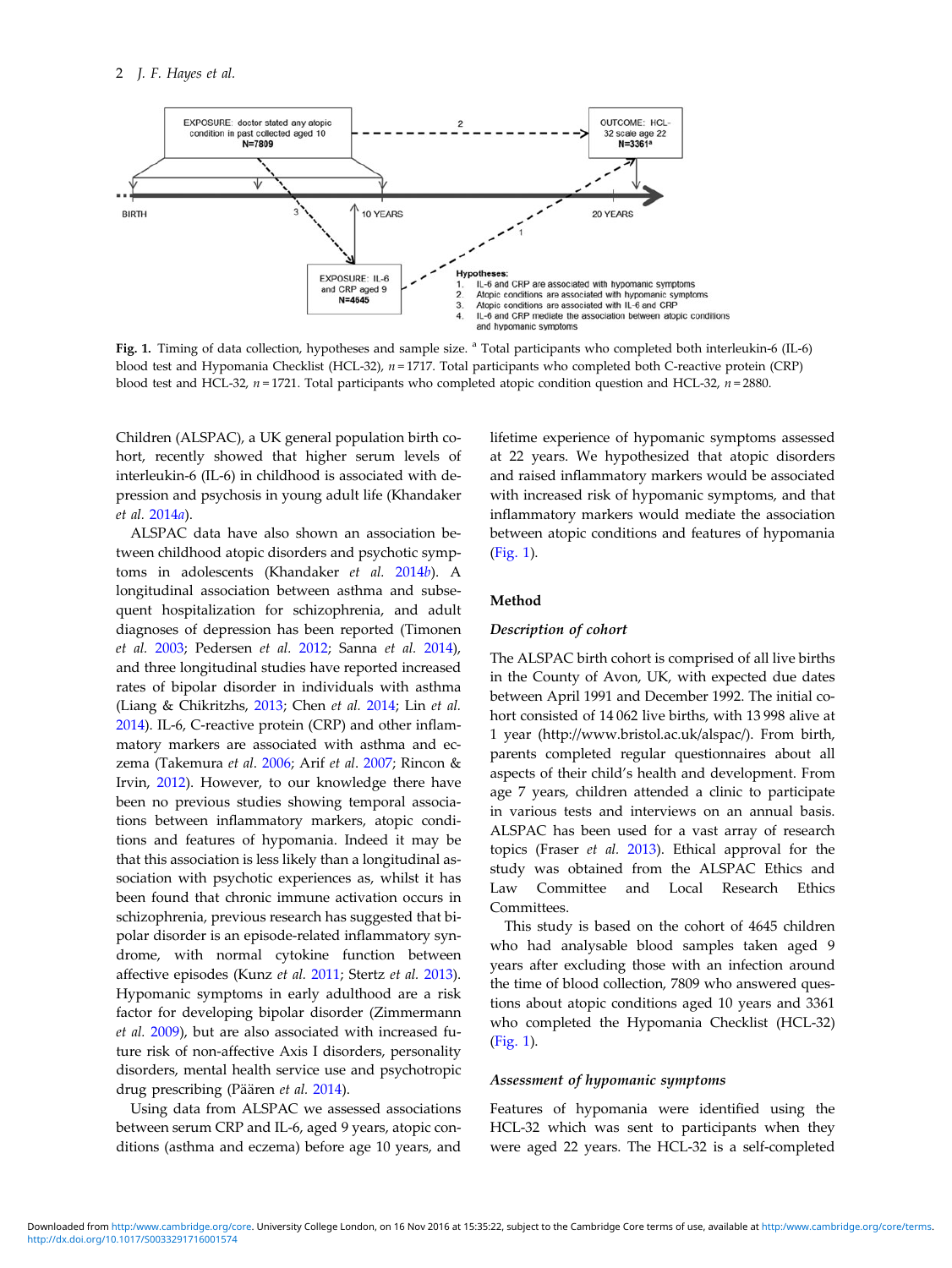EXPOSURE: doctor stated any atopic condition in past collected aged 10 N=7809

OUTCOME: HCL-32 scale age 22 N=3361[a]

BIRTH

10 YEARS

20 YEARS

EXPOSURE: IL-6 and CRP aged 9 N=4645

Hypotheses:
1. IL-6 and CRP are associated with hypomanic symptoms
2. Atopic conditions are associated with hypomanic symptoms
3. Atopic conditions are associated with IL-6 and CRP
4. IL-6 and CRP mediate the association between atopic conditions and hypomanic symptoms

**Fig. 1.** Timing of data collection, hypotheses and sample size. [a] Total participants who completed both interleukin-6 (IL-6) blood test and Hypomania Checklist (HCL-32), $n = 1717$. Total participants who completed both C-reactive protein (CRP) blood test and HCL-32, $n = 1721$. Total participants who completed atopic condition question and HCL-32, $n = 2880$.

Children (ALSPAC), a UK general population birth cohort, recently showed that higher serum levels of interleukin-6 (IL-6) in childhood is associated with depression and psychosis in young adult life (Khandaker *et al.* 2014*a*).

ALSPAC data have also shown an association between childhood atopic disorders and psychotic symptoms in adolescents (Khandaker *et al.* 2014*b*). A longitudinal association between asthma and subsequent hospitalization for schizophrenia, and adult diagnoses of depression has been reported (Timonen *et al.* 2003; Pedersen *et al.* 2012; Sanna *et al.* 2014), and three longitudinal studies have reported increased rates of bipolar disorder in individuals with asthma (Liang & Chikritzhs, 2013; Chen *et al.* 2014; Lin *et al.* 2014). IL-6, C-reactive protein (CRP) and other inflammatory markers are associated with asthma and eczema (Takemura *et al.* 2006; Arif *et al.* 2007; Rincon & Irvin, 2012). However, to our knowledge there have been no previous studies showing temporal associations between inflammatory markers, atopic conditions and features of hypomania. Indeed it may be that this association is less likely than a longitudinal association with psychotic experiences as, whilst it has been found that chronic immune activation occurs in schizophrenia, previous research has suggested that bipolar disorder is an episode-related inflammatory syndrome, with normal cytokine function between affective episodes (Kunz *et al.* 2011; Stertz *et al.* 2013). Hypomanic symptoms in early adulthood are a risk factor for developing bipolar disorder (Zimmermann *et al.* 2009), but are also associated with increased future risk of non-affective Axis I disorders, personality disorders, mental health service use and psychotropic drug prescribing (Päären *et al.* 2014).

Using data from ALSPAC we assessed associations between serum CRP and IL-6, aged 9 years, atopic conditions (asthma and eczema) before age 10 years, and lifetime experience of hypomanic symptoms assessed at 22 years. We hypothesized that atopic disorders and raised inflammatory markers would be associated with increased risk of hypomanic symptoms, and that inflammatory markers would mediate the association between atopic conditions and features of hypomania (Fig. 1).

## Method

### *Description of cohort*

The ALSPAC birth cohort is comprised of all live births in the County of Avon, UK, with expected due dates between April 1991 and December 1992. The initial cohort consisted of 14 062 live births, with 13 998 alive at 1 year (http://www.bristol.ac.uk/alspac/). From birth, parents completed regular questionnaires about all aspects of their child's health and development. From age 7 years, children attended a clinic to participate in various tests and interviews on an annual basis. ALSPAC has been used for a vast array of research topics (Fraser *et al.* 2013). Ethical approval for the study was obtained from the ALSPAC Ethics and Law Committee and Local Research Ethics Committees.

This study is based on the cohort of 4645 children who had analysable blood samples taken aged 9 years after excluding those with an infection around the time of blood collection, 7809 who answered questions about atopic conditions aged 10 years and 3361 who completed the Hypomania Checklist (HCL-32) (Fig. 1).

### *Assessment of hypomanic symptoms*

Features of hypomania were identified using the HCL-32 which was sent to participants when they were aged 22 years. The HCL-32 is a self-completed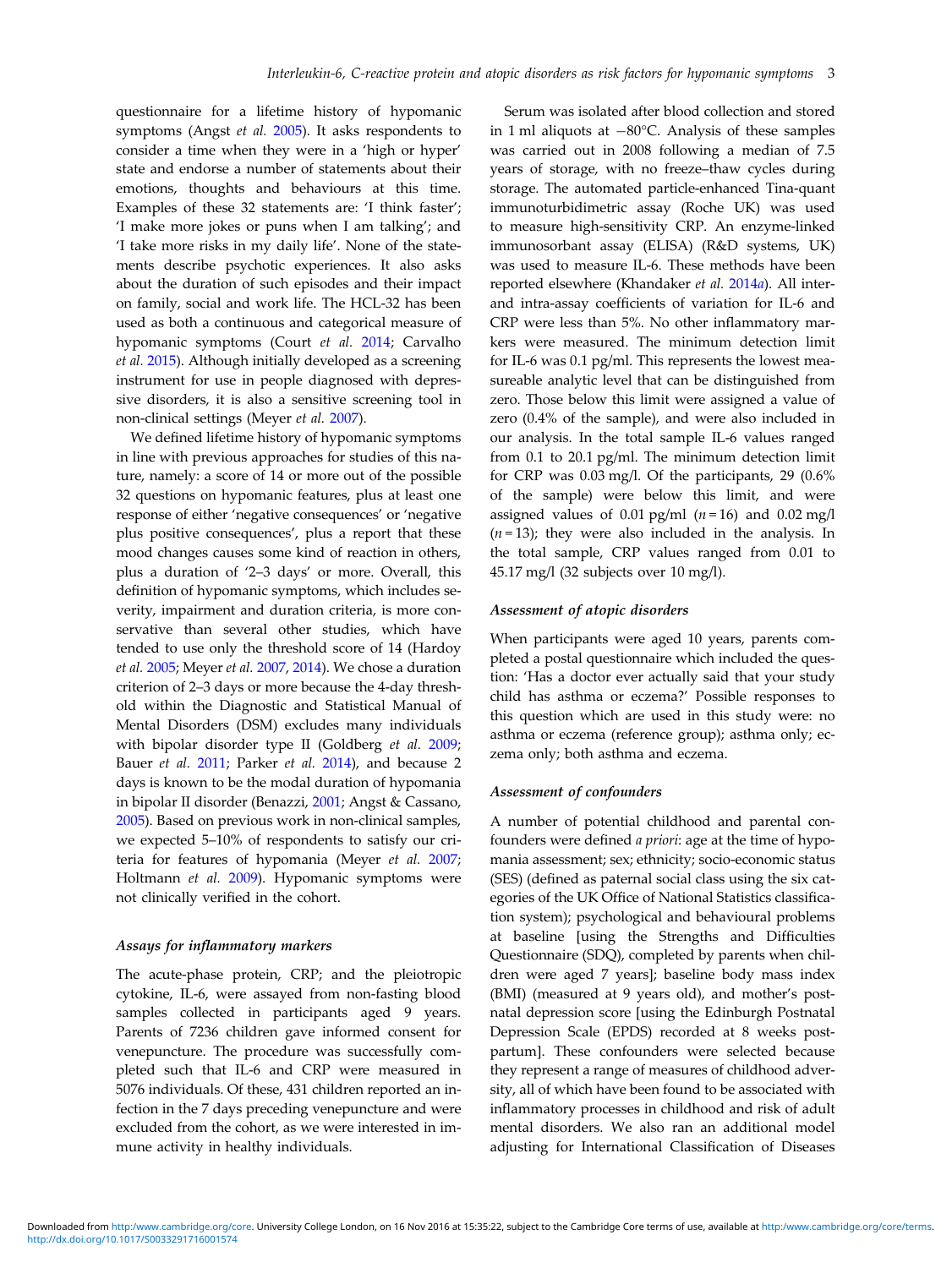questionnaire for a lifetime history of hypomanic symptoms (Angst *et al.* 2005). It asks respondents to consider a time when they were in a 'high or hyper' state and endorse a number of statements about their emotions, thoughts and behaviours at this time. Examples of these 32 statements are: 'I think faster'; 'I make more jokes or puns when I am talking'; and 'I take more risks in my daily life'. None of the statements describe psychotic experiences. It also asks about the duration of such episodes and their impact on family, social and work life. The HCL-32 has been used as both a continuous and categorical measure of hypomanic symptoms (Court *et al.* 2014; Carvalho *et al.* 2015). Although initially developed as a screening instrument for use in people diagnosed with depressive disorders, it is also a sensitive screening tool in non-clinical settings (Meyer *et al.* 2007).

We defined lifetime history of hypomanic symptoms in line with previous approaches for studies of this nature, namely: a score of 14 or more out of the possible 32 questions on hypomanic features, plus at least one response of either 'negative consequences' or 'negative plus positive consequences', plus a report that these mood changes causes some kind of reaction in others, plus a duration of '2–3 days' or more. Overall, this definition of hypomanic symptoms, which includes severity, impairment and duration criteria, is more conservative than several other studies, which have tended to use only the threshold score of 14 (Hardoy *et al.* 2005; Meyer *et al.* 2007, 2014). We chose a duration criterion of 2–3 days or more because the 4-day threshold within the Diagnostic and Statistical Manual of Mental Disorders (DSM) excludes many individuals with bipolar disorder type II (Goldberg *et al.* 2009; Bauer *et al.* 2011; Parker *et al.* 2014), and because 2 days is known to be the modal duration of hypomania in bipolar II disorder (Benazzi, 2001; Angst & Cassano, 2005). Based on previous work in non-clinical samples, we expected 5–10% of respondents to satisfy our criteria for features of hypomania (Meyer *et al.* 2007; Holtmann *et al.* 2009). Hypomanic symptoms were not clinically verified in the cohort.

#### *Assays for inflammatory markers*

The acute-phase protein, CRP; and the pleiotropic cytokine, IL-6, were assayed from non-fasting blood samples collected in participants aged 9 years. Parents of 7236 children gave informed consent for venepuncture. The procedure was successfully completed such that IL-6 and CRP were measured in 5076 individuals. Of these, 431 children reported an infection in the 7 days preceding venepuncture and were excluded from the cohort, as we were interested in immune activity in healthy individuals.

Serum was isolated after blood collection and stored in 1 ml aliquots at −80°C. Analysis of these samples was carried out in 2008 following a median of 7.5 years of storage, with no freeze–thaw cycles during storage. The automated particle-enhanced Tina-quant immunoturbidimetric assay (Roche UK) was used to measure high-sensitivity CRP. An enzyme-linked immunosorbant assay (ELISA) (R&D systems, UK) was used to measure IL-6. These methods have been reported elsewhere (Khandaker *et al.* 2014*a*). All inter- and intra-assay coefficients of variation for IL-6 and CRP were less than 5%. No other inflammatory markers were measured. The minimum detection limit for IL-6 was 0.1 pg/ml. This represents the lowest measureable analytic level that can be distinguished from zero. Those below this limit were assigned a value of zero (0.4% of the sample), and were also included in our analysis. In the total sample IL-6 values ranged from 0.1 to 20.1 pg/ml. The minimum detection limit for CRP was 0.03 mg/l. Of the participants, 29 (0.6% of the sample) were below this limit, and were assigned values of 0.01 pg/ml ($n = 16$) and 0.02 mg/l ($n = 13$); they were also included in the analysis. In the total sample, CRP values ranged from 0.01 to 45.17 mg/l (32 subjects over 10 mg/l).

#### *Assessment of atopic disorders*

When participants were aged 10 years, parents completed a postal questionnaire which included the question: 'Has a doctor ever actually said that your study child has asthma or eczema?' Possible responses to this question which are used in this study were: no asthma or eczema (reference group); asthma only; eczema only; both asthma and eczema.

#### *Assessment of confounders*

A number of potential childhood and parental confounders were defined *a priori*: age at the time of hypomania assessment; sex; ethnicity; socio-economic status (SES) (defined as paternal social class using the six categories of the UK Office of National Statistics classification system); psychological and behavioural problems at baseline [using the Strengths and Difficulties Questionnaire (SDQ), completed by parents when children were aged 7 years]; baseline body mass index (BMI) (measured at 9 years old), and mother's postnatal depression score [using the Edinburgh Postnatal Depression Scale (EPDS) recorded at 8 weeks postpartum]. These confounders were selected because they represent a range of measures of childhood adversity, all of which have been found to be associated with inflammatory processes in childhood and risk of adult mental disorders. We also ran an additional model adjusting for International Classification of Diseases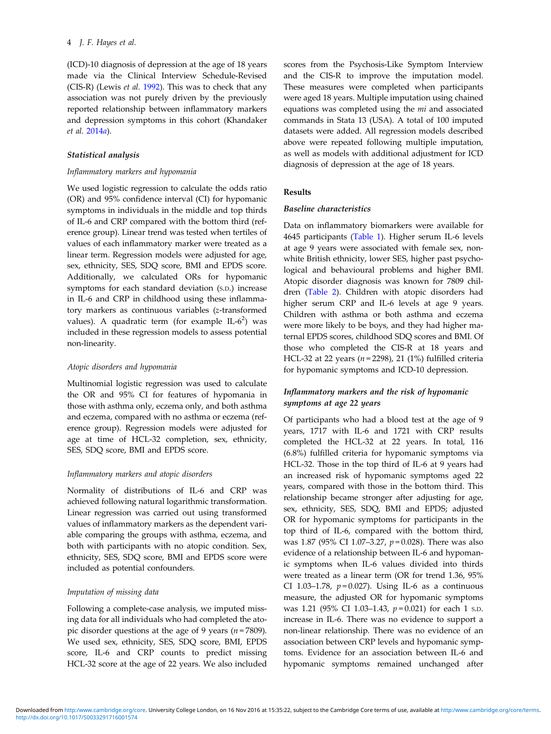(ICD)-10 diagnosis of depression at the age of 18 years made via the Clinical Interview Schedule-Revised (CIS-R) (Lewis *et al.* 1992). This was to check that any association was not purely driven by the previously reported relationship between inflammatory markers and depression symptoms in this cohort (Khandaker *et al.* 2014*a*).

### Statistical analysis

#### *Inflammatory markers and hypomania*

We used logistic regression to calculate the odds ratio (OR) and 95% confidence interval (CI) for hypomanic symptoms in individuals in the middle and top thirds of IL-6 and CRP compared with the bottom third (reference group). Linear trend was tested when tertiles of values of each inflammatory marker were treated as a linear term. Regression models were adjusted for age, sex, ethnicity, SES, SDQ score, BMI and EPDS score. Additionally, we calculated ORs for hypomanic symptoms for each standard deviation (S.D.) increase in IL-6 and CRP in childhood using these inflammatory markers as continuous variables (*z*-transformed values). A quadratic term (for example IL-$6^2$) was included in these regression models to assess potential non-linearity.

#### *Atopic disorders and hypomania*

Multinomial logistic regression was used to calculate the OR and 95% CI for features of hypomania in those with asthma only, eczema only, and both asthma and eczema, compared with no asthma or eczema (reference group). Regression models were adjusted for age at time of HCL-32 completion, sex, ethnicity, SES, SDQ score, BMI and EPDS score.

#### *Inflammatory markers and atopic disorders*

Normality of distributions of IL-6 and CRP was achieved following natural logarithmic transformation. Linear regression was carried out using transformed values of inflammatory markers as the dependent variable comparing the groups with asthma, eczema, and both with participants with no atopic condition. Sex, ethnicity, SES, SDQ score, BMI and EPDS score were included as potential confounders.

#### *Imputation of missing data*

Following a complete-case analysis, we imputed missing data for all individuals who had completed the atopic disorder questions at the age of 9 years ($n = 7809$). We used sex, ethnicity, SES, SDQ score, BMI, EPDS score, IL-6 and CRP counts to predict missing HCL-32 score at the age of 22 years. We also included scores from the Psychosis-Like Symptom Interview and the CIS-R to improve the imputation model. These measures were completed when participants were aged 18 years. Multiple imputation using chained equations was completed using the *mi* and associated commands in Stata 13 (USA). A total of 100 imputed datasets were added. All regression models described above were repeated following multiple imputation, as well as models with additional adjustment for ICD diagnosis of depression at the age of 18 years.

## Results

### Baseline characteristics

Data on inflammatory biomarkers were available for 4645 participants (Table 1). Higher serum IL-6 levels at age 9 years were associated with female sex, non-white British ethnicity, lower SES, higher past psychological and behavioural problems and higher BMI. Atopic disorder diagnosis was known for 7809 children (Table 2). Children with atopic disorders had higher serum CRP and IL-6 levels at age 9 years. Children with asthma or both asthma and eczema were more likely to be boys, and they had higher maternal EPDS scores, childhood SDQ scores and BMI. Of those who completed the CIS-R at 18 years and HCL-32 at 22 years ($n = 2298$), 21 (1%) fulfilled criteria for hypomanic symptoms and ICD-10 depression.

### Inflammatory markers and the risk of hypomanic symptoms at age 22 years

Of participants who had a blood test at the age of 9 years, 1717 with IL-6 and 1721 with CRP results completed the HCL-32 at 22 years. In total, 116 (6.8%) fulfilled criteria for hypomanic symptoms via HCL-32. Those in the top third of IL-6 at 9 years had an increased risk of hypomanic symptoms aged 22 years, compared with those in the bottom third. This relationship became stronger after adjusting for age, sex, ethnicity, SES, SDQ, BMI and EPDS; adjusted OR for hypomanic symptoms for participants in the top third of IL-6, compared with the bottom third, was 1.87 (95% CI 1.07–3.27, $p = 0.028$). There was also evidence of a relationship between IL-6 and hypomanic symptoms when IL-6 values divided into thirds were treated as a linear term (OR for trend 1.36, 95% CI 1.03–1.78, $p = 0.027$). Using IL-6 as a continuous measure, the adjusted OR for hypomanic symptoms was 1.21 (95% CI 1.03–1.43, $p = 0.021$) for each 1 S.D. increase in IL-6. There was no evidence to support a non-linear relationship. There was no evidence of an association between CRP levels and hypomanic symptoms. Evidence for an association between IL-6 and hypomanic symptoms remained unchanged after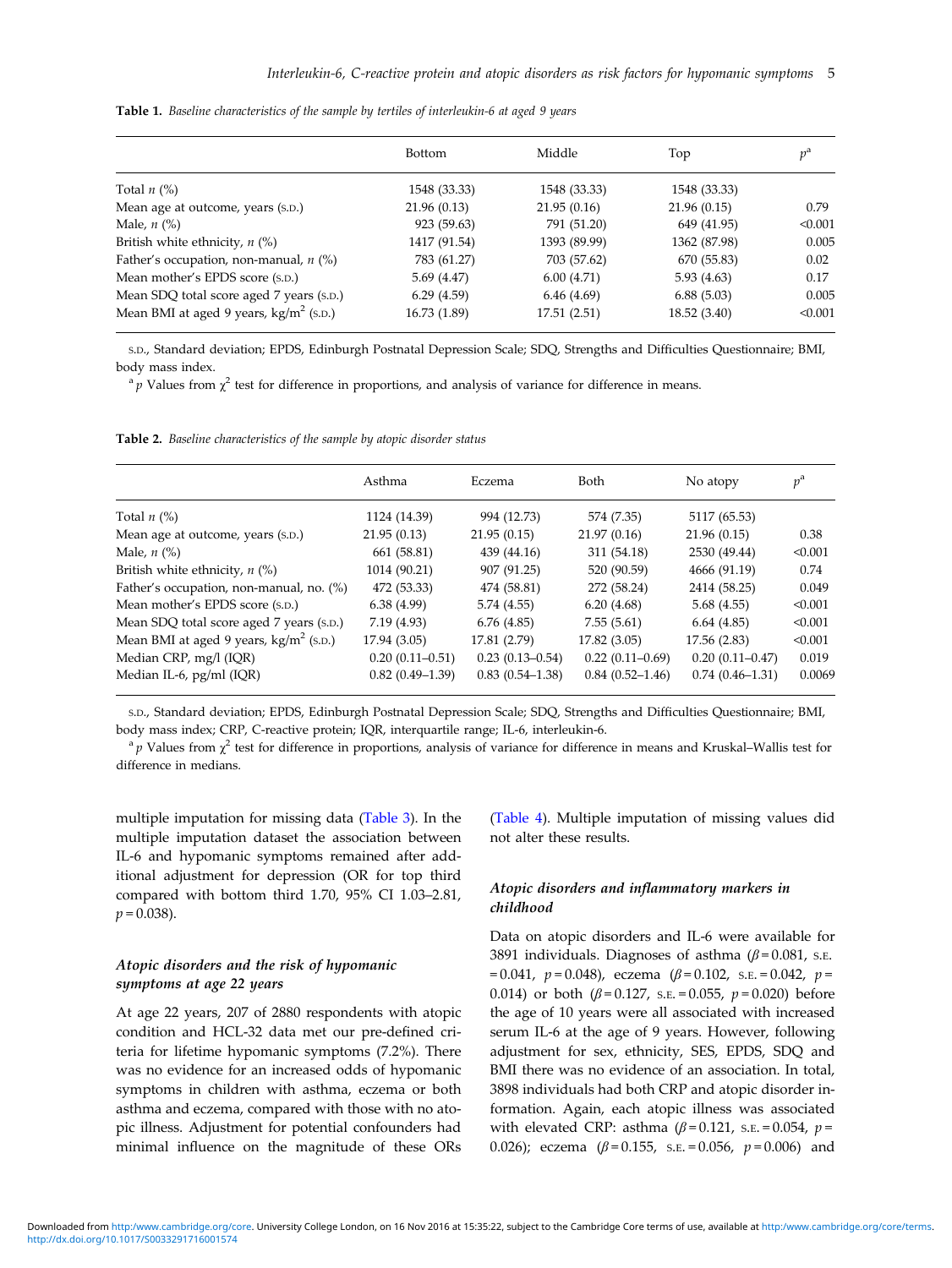**Table 1.** *Baseline characteristics of the sample by tertiles of interleukin-6 at aged 9 years*

| | Bottom | Middle | Top | $p$[a] |
|---|---|---|---|---|
| Total $n$ (%) | 1548 (33.33) | 1548 (33.33) | 1548 (33.33) | |
| Mean age at outcome, years (S.D.) | 21.96 (0.13) | 21.95 (0.16) | 21.96 (0.15) | 0.79 |
| Male, $n$ (%) | 923 (59.63) | 791 (51.20) | 649 (41.95) | <0.001 |
| British white ethnicity, $n$ (%) | 1417 (91.54) | 1393 (89.99) | 1362 (87.98) | 0.005 |
| Father's occupation, non-manual, $n$ (%) | 783 (61.27) | 703 (57.62) | 670 (55.83) | 0.02 |
| Mean mother's EPDS score (S.D.) | 5.69 (4.47) | 6.00 (4.71) | 5.93 (4.63) | 0.17 |
| Mean SDQ total score aged 7 years (S.D.) | 6.29 (4.59) | 6.46 (4.69) | 6.88 (5.03) | 0.005 |
| Mean BMI at aged 9 years, kg/m$^2$ (S.D.) | 16.73 (1.89) | 17.51 (2.51) | 18.52 (3.40) | <0.001 |

S.D., Standard deviation; EPDS, Edinburgh Postnatal Depression Scale; SDQ, Strengths and Difficulties Questionnaire; BMI, body mass index.

[a] $p$ Values from $\chi^2$ test for difference in proportions, and analysis of variance for difference in means.

**Table 2.** *Baseline characteristics of the sample by atopic disorder status*

| | Asthma | Eczema | Both | No atopy | $p$[a] |
|---|---|---|---|---|---|
| Total $n$ (%) | 1124 (14.39) | 994 (12.73) | 574 (7.35) | 5117 (65.53) | |
| Mean age at outcome, years (S.D.) | 21.95 (0.13) | 21.95 (0.15) | 21.97 (0.16) | 21.96 (0.15) | 0.38 |
| Male, $n$ (%) | 661 (58.81) | 439 (44.16) | 311 (54.18) | 2530 (49.44) | <0.001 |
| British white ethnicity, $n$ (%) | 1014 (90.21) | 907 (91.25) | 520 (90.59) | 4666 (91.19) | 0.74 |
| Father's occupation, non-manual, no. (%) | 472 (53.33) | 474 (58.81) | 272 (58.24) | 2414 (58.25) | 0.049 |
| Mean mother's EPDS score (S.D.) | 6.38 (4.99) | 5.74 (4.55) | 6.20 (4.68) | 5.68 (4.55) | <0.001 |
| Mean SDQ total score aged 7 years (S.D.) | 7.19 (4.93) | 6.76 (4.85) | 7.55 (5.61) | 6.64 (4.85) | <0.001 |
| Mean BMI at aged 9 years, kg/m$^2$ (S.D.) | 17.94 (3.05) | 17.81 (2.79) | 17.82 (3.05) | 17.56 (2.83) | <0.001 |
| Median CRP, mg/l (IQR) | 0.20 (0.11–0.51) | 0.23 (0.13–0.54) | 0.22 (0.11–0.69) | 0.20 (0.11–0.47) | 0.019 |
| Median IL-6, pg/ml (IQR) | 0.82 (0.49–1.39) | 0.83 (0.54–1.38) | 0.84 (0.52–1.46) | 0.74 (0.46–1.31) | 0.0069 |

S.D., Standard deviation; EPDS, Edinburgh Postnatal Depression Scale; SDQ, Strengths and Difficulties Questionnaire; BMI, body mass index; CRP, C-reactive protein; IQR, interquartile range; IL-6, interleukin-6.

[a] $p$ Values from $\chi^2$ test for difference in proportions, analysis of variance for difference in means and Kruskal–Wallis test for difference in medians.

multiple imputation for missing data (Table 3). In the multiple imputation dataset the association between IL-6 and hypomanic symptoms remained after additional adjustment for depression (OR for top third compared with bottom third 1.70, 95% CI 1.03–2.81, $p = 0.038$).

### *Atopic disorders and the risk of hypomanic symptoms at age 22 years*

At age 22 years, 207 of 2880 respondents with atopic condition and HCL-32 data met our pre-defined criteria for lifetime hypomanic symptoms (7.2%). There was no evidence for an increased odds of hypomanic symptoms in children with asthma, eczema or both asthma and eczema, compared with those with no atopic illness. Adjustment for potential confounders had minimal influence on the magnitude of these ORs (Table 4). Multiple imputation of missing values did not alter these results.

### *Atopic disorders and inflammatory markers in childhood*

Data on atopic disorders and IL-6 were available for 3891 individuals. Diagnoses of asthma ($\beta = 0.081$, S.E. $= 0.041$, $p = 0.048$), eczema ($\beta = 0.102$, S.E. $= 0.042$, $p = 0.014$) or both ($\beta = 0.127$, S.E. $= 0.055$, $p = 0.020$) before the age of 10 years were all associated with increased serum IL-6 at the age of 9 years. However, following adjustment for sex, ethnicity, SES, EPDS, SDQ and BMI there was no evidence of an association. In total, 3898 individuals had both CRP and atopic disorder information. Again, each atopic illness was associated with elevated CRP: asthma ($\beta = 0.121$, S.E. $= 0.054$, $p = 0.026$); eczema ($\beta = 0.155$, S.E. $= 0.056$, $p = 0.006$) and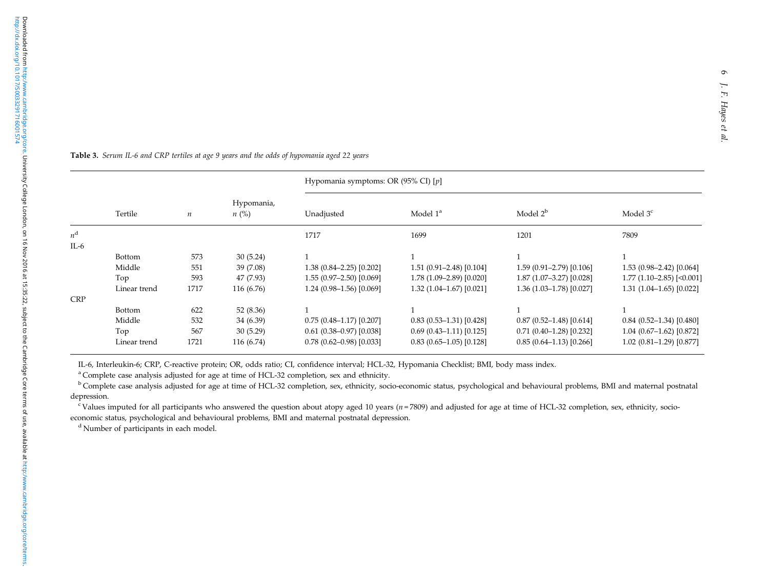**Table 3.** *Serum IL-6 and CRP tertiles at age 9 years and the odds of hypomania aged 22 years*

| | Tertile | $n$ | Hypomania, $n$ (%) | Hypomania symptoms: OR (95% CI) [$p$] | | | |
|---|---|---|---|---|---|---|---|
| | | | | Unadjusted | Model 1[a] | Model 2[b] | Model 3[c] |
| $n$[d] | | | | 1717 | 1699 | 1201 | 7809 |
| IL-6 | | | | | | | |
| | Bottom | 573 | 30 (5.24) | 1 | 1 | 1 | 1 |
| | Middle | 551 | 39 (7.08) | 1.38 (0.84–2.25) [0.202] | 1.51 (0.91–2.48) [0.104] | 1.59 (0.91–2.79) [0.106] | 1.53 (0.98–2.42) [0.064] |
| | Top | 593 | 47 (7.93) | 1.55 (0.97–2.50) [0.069] | 1.78 (1.09–2.89) [0.020] | 1.87 (1.07–3.27) [0.028] | 1.77 (1.10–2.85) [<0.001] |
| | Linear trend | 1717 | 116 (6.76) | 1.24 (0.98–1.56) [0.069] | 1.32 (1.04–1.67) [0.021] | 1.36 (1.03–1.78) [0.027] | 1.31 (1.04–1.65) [0.022] |
| CRP | | | | | | | |
| | Bottom | 622 | 52 (8.36) | 1 | 1 | 1 | 1 |
| | Middle | 532 | 34 (6.39) | 0.75 (0.48–1.17) [0.207] | 0.83 (0.53–1.31) [0.428] | 0.87 (0.52–1.48) [0.614] | 0.84 (0.52–1.34) [0.480] |
| | Top | 567 | 30 (5.29) | 0.61 (0.38–0.97) [0.038] | 0.69 (0.43–1.11) [0.125] | 0.71 (0.40–1.28) [0.232] | 1.04 (0.67–1.62) [0.872] |
| | Linear trend | 1721 | 116 (6.74) | 0.78 (0.62–0.98) [0.033] | 0.83 (0.65–1.05) [0.128] | 0.85 (0.64–1.13) [0.266] | 1.02 (0.81–1.29) [0.877] |

IL-6, Interleukin-6; CRP, C-reactive protein; OR, odds ratio; CI, confidence interval; HCL-32, Hypomania Checklist; BMI, body mass index.

[a] Complete case analysis adjusted for age at time of HCL-32 completion, sex and ethnicity.

[b] Complete case analysis adjusted for age at time of HCL-32 completion, sex, ethnicity, socio-economic status, psychological and behavioural problems, BMI and maternal postnatal depression.

[c] Values imputed for all participants who answered the question about atopy aged 10 years ($n = 7809$) and adjusted for age at time of HCL-32 completion, sex, ethnicity, socio-economic status, psychological and behavioural problems, BMI and maternal postnatal depression.

[d] Number of participants in each model.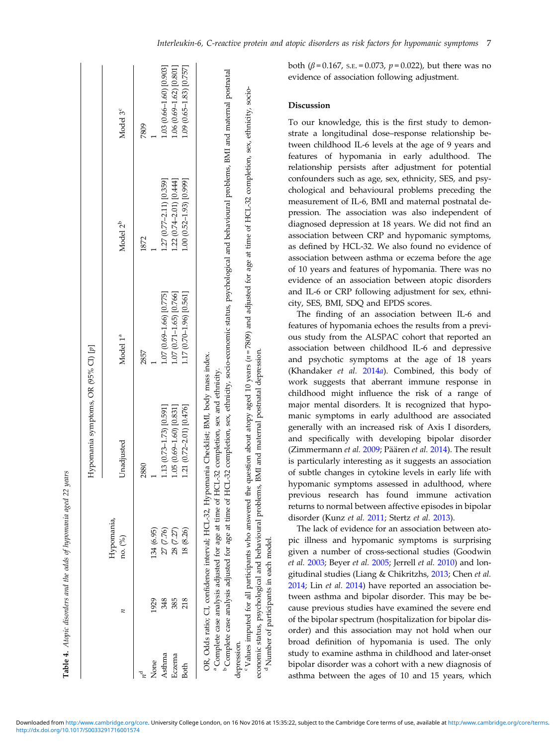**Table 4.** *Atopic disorders and the odds of hypomania aged 22 years*

| | | | Hypomania symptoms, OR (95% CI) [*p*] | | | |
|---|---|---|---|---|---|---|
| | *n* | Hypomania, no. (%) | Unadjusted | Model 1[a] | Model 2[b] | Model 3[c] |
| *n*[d] | | | 2880 | 2857 | 1872 | 7809 |
| None | 1929 | 134 (6.95) | 1 | 1 | 1 | 1 |
| Asthma | 348 | 27 (7.76) | 1.13 (0.73–1.73) [0.591] | 1.07 (0.69–1.66) [0.775] | 1.27 (0.77–2.11) [0.359] | 1.03 (0.66–1.60) [0.903] |
| Eczema | 385 | 28 (7.27) | 1.05 (0.69–1.60) [0.831] | 1.07 (0.71–1.65) [0.766] | 1.22 (0.74–2.01) [0.444] | 1.06 (0.69–1.62) [0.801] |
| Both | 218 | 18 (8.26) | 1.21 (0.72–2.01) [0.476] | 1.17 (0.70–1.96) [0.561] | 1.00 (0.52–1.93) [0.999] | 1.09 (0.65–1.83) [0.757] |

OR, Odds ratio; CI, confidence interval; HCL-32, Hypomania Checklist; BMI, body mass index.
[a] Complete case analysis adjusted for age at time of HCL-32 completion, sex and ethnicity.
[b] Complete case analysis adjusted for age at time of HCL-32 completion, sex, ethnicity, socio-economic status, psychological and behavioural problems, BMI and maternal postnatal depression.
[c] Values imputed for all participants who answered the question about atopy aged 10 years ($n = 7809$) and adjusted for age at time of HCL-32 completion, sex, ethnicity, socio-economic status, psychological and behavioural problems, BMI and maternal postnatal depression.
[d] Number of participants in each model.

both ($\beta = 0.167$, s.e. = 0.073, $p = 0.022$), but there was no evidence of association following adjustment.

## Discussion

To our knowledge, this is the first study to demonstrate a longitudinal dose–response relationship between childhood IL-6 levels at the age of 9 years and features of hypomania in early adulthood. The relationship persists after adjustment for potential confounders such as age, sex, ethnicity, SES, and psychological and behavioural problems preceding the measurement of IL-6, BMI and maternal postnatal depression. The association was also independent of diagnosed depression at 18 years. We did not find an association between CRP and hypomanic symptoms, as defined by HCL-32. We also found no evidence of association between asthma or eczema before the age of 10 years and features of hypomania. There was no evidence of an association between atopic disorders and IL-6 or CRP following adjustment for sex, ethnicity, SES, BMI, SDQ and EPDS scores.

The finding of an association between IL-6 and features of hypomania echoes the results from a previous study from the ALSPAC cohort that reported an association between childhood IL-6 and depressive and psychotic symptoms at the age of 18 years (Khandaker *et al.* 2014*a*). Combined, this body of work suggests that aberrant immune response in childhood might influence the risk of a range of major mental disorders. It is recognized that hypomanic symptoms in early adulthood are associated generally with an increased risk of Axis I disorders, and specifically with developing bipolar disorder (Zimmermann *et al.* 2009; Päären *et al.* 2014). The result is particularly interesting as it suggests an association of subtle changes in cytokine levels in early life with hypomanic symptoms assessed in adulthood, where previous research has found immune activation returns to normal between affective episodes in bipolar disorder (Kunz *et al.* 2011; Stertz *et al.* 2013).

The lack of evidence for an association between atopic illness and hypomanic symptoms is surprising given a number of cross-sectional studies (Goodwin *et al.* 2003; Beyer *et al.* 2005; Jerrell *et al.* 2010) and longitudinal studies (Liang & Chikritzhs, 2013; Chen *et al.* 2014; Lin *et al.* 2014) have reported an association between asthma and bipolar disorder. This may be because previous studies have examined the severe end of the bipolar spectrum (hospitalization for bipolar disorder) and this association may not hold when our broad definition of hypomania is used. The only study to examine asthma in childhood and later-onset bipolar disorder was a cohort with a new diagnosis of asthma between the ages of 10 and 15 years, which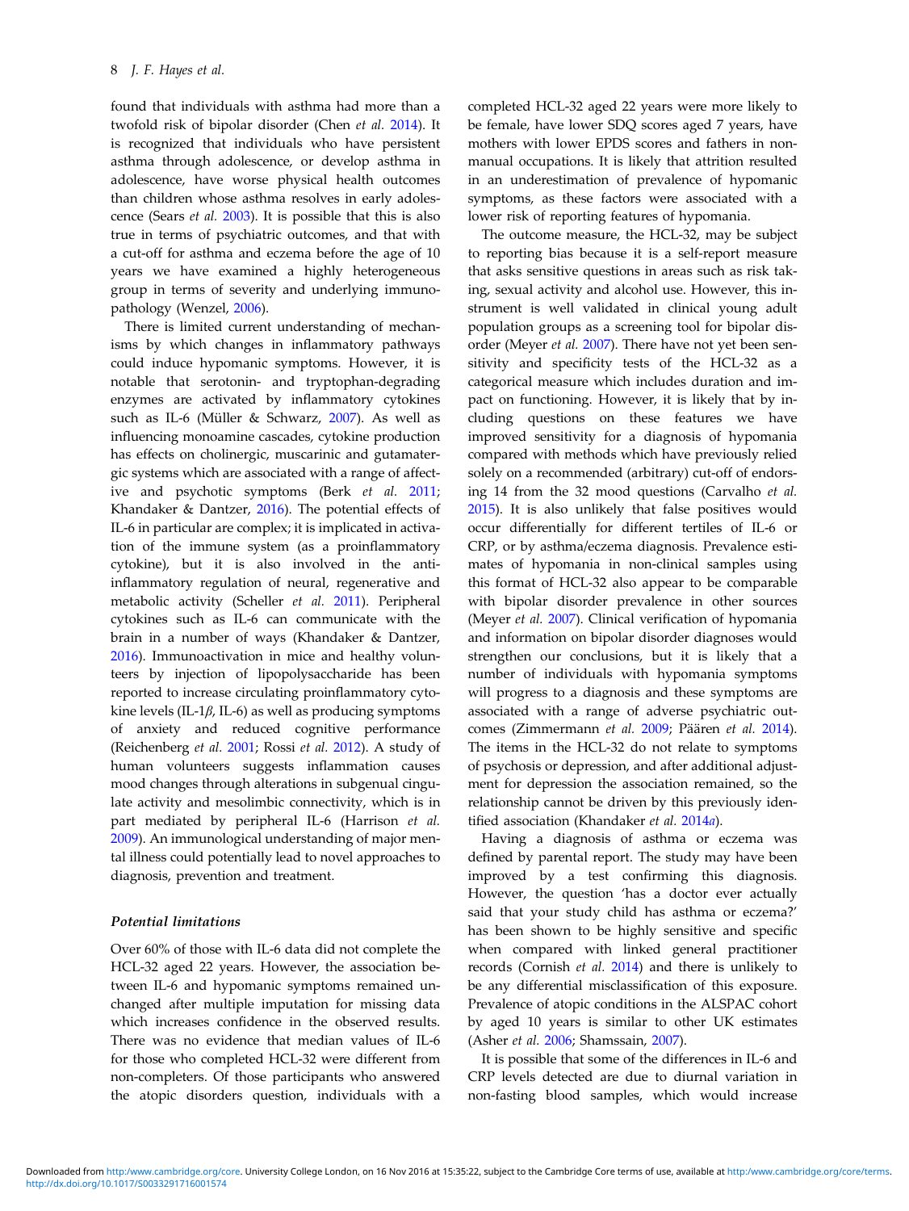found that individuals with asthma had more than a twofold risk of bipolar disorder (Chen *et al.* 2014). It is recognized that individuals who have persistent asthma through adolescence, or develop asthma in adolescence, have worse physical health outcomes than children whose asthma resolves in early adolescence (Sears *et al.* 2003). It is possible that this is also true in terms of psychiatric outcomes, and that with a cut-off for asthma and eczema before the age of 10 years we have examined a highly heterogeneous group in terms of severity and underlying immunopathology (Wenzel, 2006).

There is limited current understanding of mechanisms by which changes in inflammatory pathways could induce hypomanic symptoms. However, it is notable that serotonin- and tryptophan-degrading enzymes are activated by inflammatory cytokines such as IL-6 (Müller & Schwarz, 2007). As well as influencing monoamine cascades, cytokine production has effects on cholinergic, muscarinic and gutamatergic systems which are associated with a range of affective and psychotic symptoms (Berk *et al.* 2011; Khandaker & Dantzer, 2016). The potential effects of IL-6 in particular are complex; it is implicated in activation of the immune system (as a proinflammatory cytokine), but it is also involved in the anti-inflammatory regulation of neural, regenerative and metabolic activity (Scheller *et al.* 2011). Peripheral cytokines such as IL-6 can communicate with the brain in a number of ways (Khandaker & Dantzer, 2016). Immunoactivation in mice and healthy volunteers by injection of lipopolysaccharide has been reported to increase circulating proinflammatory cytokine levels (IL-1$\beta$, IL-6) as well as producing symptoms of anxiety and reduced cognitive performance (Reichenberg *et al.* 2001; Rossi *et al.* 2012). A study of human volunteers suggests inflammation causes mood changes through alterations in subgenual cingulate activity and mesolimbic connectivity, which is in part mediated by peripheral IL-6 (Harrison *et al.* 2009). An immunological understanding of major mental illness could potentially lead to novel approaches to diagnosis, prevention and treatment.

### *Potential limitations*

Over 60% of those with IL-6 data did not complete the HCL-32 aged 22 years. However, the association between IL-6 and hypomanic symptoms remained unchanged after multiple imputation for missing data which increases confidence in the observed results. There was no evidence that median values of IL-6 for those who completed HCL-32 were different from non-completers. Of those participants who answered the atopic disorders question, individuals with a completed HCL-32 aged 22 years were more likely to be female, have lower SDQ scores aged 7 years, have mothers with lower EPDS scores and fathers in non-manual occupations. It is likely that attrition resulted in an underestimation of prevalence of hypomanic symptoms, as these factors were associated with a lower risk of reporting features of hypomania.

The outcome measure, the HCL-32, may be subject to reporting bias because it is a self-report measure that asks sensitive questions in areas such as risk taking, sexual activity and alcohol use. However, this instrument is well validated in clinical young adult population groups as a screening tool for bipolar disorder (Meyer *et al.* 2007). There have not yet been sensitivity and specificity tests of the HCL-32 as a categorical measure which includes duration and impact on functioning. However, it is likely that by including questions on these features we have improved sensitivity for a diagnosis of hypomania compared with methods which have previously relied solely on a recommended (arbitrary) cut-off of endorsing 14 from the 32 mood questions (Carvalho *et al.* 2015). It is also unlikely that false positives would occur differentially for different tertiles of IL-6 or CRP, or by asthma/eczema diagnosis. Prevalence estimates of hypomania in non-clinical samples using this format of HCL-32 also appear to be comparable with bipolar disorder prevalence in other sources (Meyer *et al.* 2007). Clinical verification of hypomania and information on bipolar disorder diagnoses would strengthen our conclusions, but it is likely that a number of individuals with hypomania symptoms will progress to a diagnosis and these symptoms are associated with a range of adverse psychiatric outcomes (Zimmermann *et al.* 2009; Päären *et al.* 2014). The items in the HCL-32 do not relate to symptoms of psychosis or depression, and after additional adjustment for depression the association remained, so the relationship cannot be driven by this previously identified association (Khandaker *et al.* 2014*a*).

Having a diagnosis of asthma or eczema was defined by parental report. The study may have been improved by a test confirming this diagnosis. However, the question 'has a doctor ever actually said that your study child has asthma or eczema?' has been shown to be highly sensitive and specific when compared with linked general practitioner records (Cornish *et al.* 2014) and there is unlikely to be any differential misclassification of this exposure. Prevalence of atopic conditions in the ALSPAC cohort by aged 10 years is similar to other UK estimates (Asher *et al.* 2006; Shamssain, 2007).

It is possible that some of the differences in IL-6 and CRP levels detected are due to diurnal variation in non-fasting blood samples, which would increase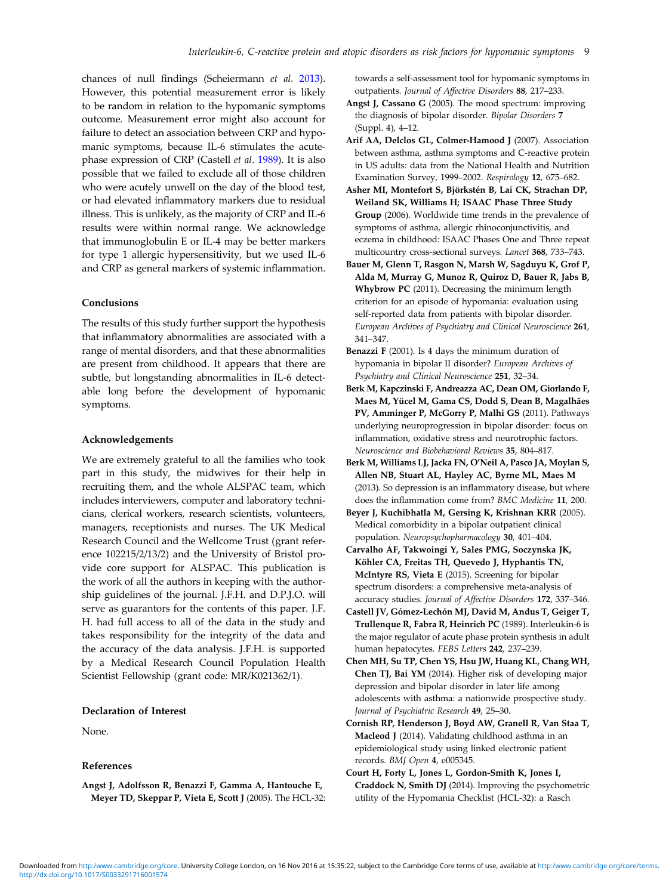chances of null findings (Scheiermann *et al.* 2013). However, this potential measurement error is likely to be random in relation to the hypomanic symptoms outcome. Measurement error might also account for failure to detect an association between CRP and hypomanic symptoms, because IL-6 stimulates the acute-phase expression of CRP (Castell *et al*. 1989). It is also possible that we failed to exclude all of those children who were acutely unwell on the day of the blood test, or had elevated inflammatory markers due to residual illness. This is unlikely, as the majority of CRP and IL-6 results were within normal range. We acknowledge that immunoglobulin E or IL-4 may be better markers for type 1 allergic hypersensitivity, but we used IL-6 and CRP as general markers of systemic inflammation.

### Conclusions

The results of this study further support the hypothesis that inflammatory abnormalities are associated with a range of mental disorders, and that these abnormalities are present from childhood. It appears that there are subtle, but longstanding abnormalities in IL-6 detectable long before the development of hypomanic symptoms.

### Acknowledgements

We are extremely grateful to all the families who took part in this study, the midwives for their help in recruiting them, and the whole ALSPAC team, which includes interviewers, computer and laboratory technicians, clerical workers, research scientists, volunteers, managers, receptionists and nurses. The UK Medical Research Council and the Wellcome Trust (grant reference 102215/2/13/2) and the University of Bristol provide core support for ALSPAC. This publication is the work of all the authors in keeping with the authorship guidelines of the journal. J.F.H. and D.P.J.O. will serve as guarantors for the contents of this paper. J.F.H. had full access to all of the data in the study and takes responsibility for the integrity of the data and the accuracy of the data analysis. J.F.H. is supported by a Medical Research Council Population Health Scientist Fellowship (grant code: MR/K021362/1).

### Declaration of Interest

None.

### References

**Angst J, Adolfsson R, Benazzi F, Gamma A, Hantouche E, Meyer TD, Skeppar P, Vieta E, Scott J** (2005). The HCL-32: towards a self-assessment tool for hypomanic symptoms in outpatients. *Journal of Affective Disorders* **88**, 217–233.

**Angst J, Cassano G** (2005). The mood spectrum: improving the diagnosis of bipolar disorder. *Bipolar Disorders* **7** (Suppl. 4), 4–12.

**Arif AA, Delclos GL, Colmer-Hamood J** (2007). Association between asthma, asthma symptoms and C-reactive protein in US adults: data from the National Health and Nutrition Examination Survey, 1999–2002. *Respirology* **12**, 675–682.

**Asher MI, Montefort S, Björkstén B, Lai CK, Strachan DP, Weiland SK, Williams H; ISAAC Phase Three Study Group** (2006). Worldwide time trends in the prevalence of symptoms of asthma, allergic rhinoconjunctivitis, and eczema in childhood: ISAAC Phases One and Three repeat multicountry cross-sectional surveys. *Lancet* **368**, 733–743.

**Bauer M, Glenn T, Rasgon N, Marsh W, Sagduyu K, Grof P, Alda M, Murray G, Munoz R, Quiroz D, Bauer R, Jabs B, Whybrow PC** (2011). Decreasing the minimum length criterion for an episode of hypomania: evaluation using self-reported data from patients with bipolar disorder. *European Archives of Psychiatry and Clinical Neuroscience* **261**, 341–347.

**Benazzi F** (2001). Is 4 days the minimum duration of hypomania in bipolar II disorder? *European Archives of Psychiatry and Clinical Neuroscience* **251**, 32–34.

**Berk M, Kapczinski F, Andreazza AC, Dean OM, Giorlando F, Maes M, Yücel M, Gama CS, Dodd S, Dean B, Magalhães PV, Amminger P, McGorry P, Malhi GS** (2011). Pathways underlying neuroprogression in bipolar disorder: focus on inflammation, oxidative stress and neurotrophic factors. *Neuroscience and Biobehavioral Reviews* **35**, 804–817.

**Berk M, Williams LJ, Jacka FN, O'Neil A, Pasco JA, Moylan S, Allen NB, Stuart AL, Hayley AC, Byrne ML, Maes M** (2013). So depression is an inflammatory disease, but where does the inflammation come from? *BMC Medicine* **11**, 200.

**Beyer J, Kuchibhatla M, Gersing K, Krishnan KRR** (2005). Medical comorbidity in a bipolar outpatient clinical population. *Neuropsychopharmacology* **30**, 401–404.

**Carvalho AF, Takwoingi Y, Sales PMG, Soczynska JK, Köhler CA, Freitas TH, Quevedo J, Hyphantis TN, McIntyre RS, Vieta E** (2015). Screening for bipolar spectrum disorders: a comprehensive meta-analysis of accuracy studies. *Journal of Affective Disorders* **172**, 337–346.

**Castell JV, Gómez-Lechón MJ, David M, Andus T, Geiger T, Trullenque R, Fabra R, Heinrich PC** (1989). Interleukin-6 is the major regulator of acute phase protein synthesis in adult human hepatocytes. *FEBS Letters* **242**, 237–239.

**Chen MH, Su TP, Chen YS, Hsu JW, Huang KL, Chang WH, Chen TJ, Bai YM** (2014). Higher risk of developing major depression and bipolar disorder in later life among adolescents with asthma: a nationwide prospective study. *Journal of Psychiatric Research* **49**, 25–30.

**Cornish RP, Henderson J, Boyd AW, Granell R, Van Staa T, Macleod J** (2014). Validating childhood asthma in an epidemiological study using linked electronic patient records. *BMJ Open* **4**, e005345.

**Court H, Forty L, Jones L, Gordon-Smith K, Jones I, Craddock N, Smith DJ** (2014). Improving the psychometric utility of the Hypomania Checklist (HCL-32): a Rasch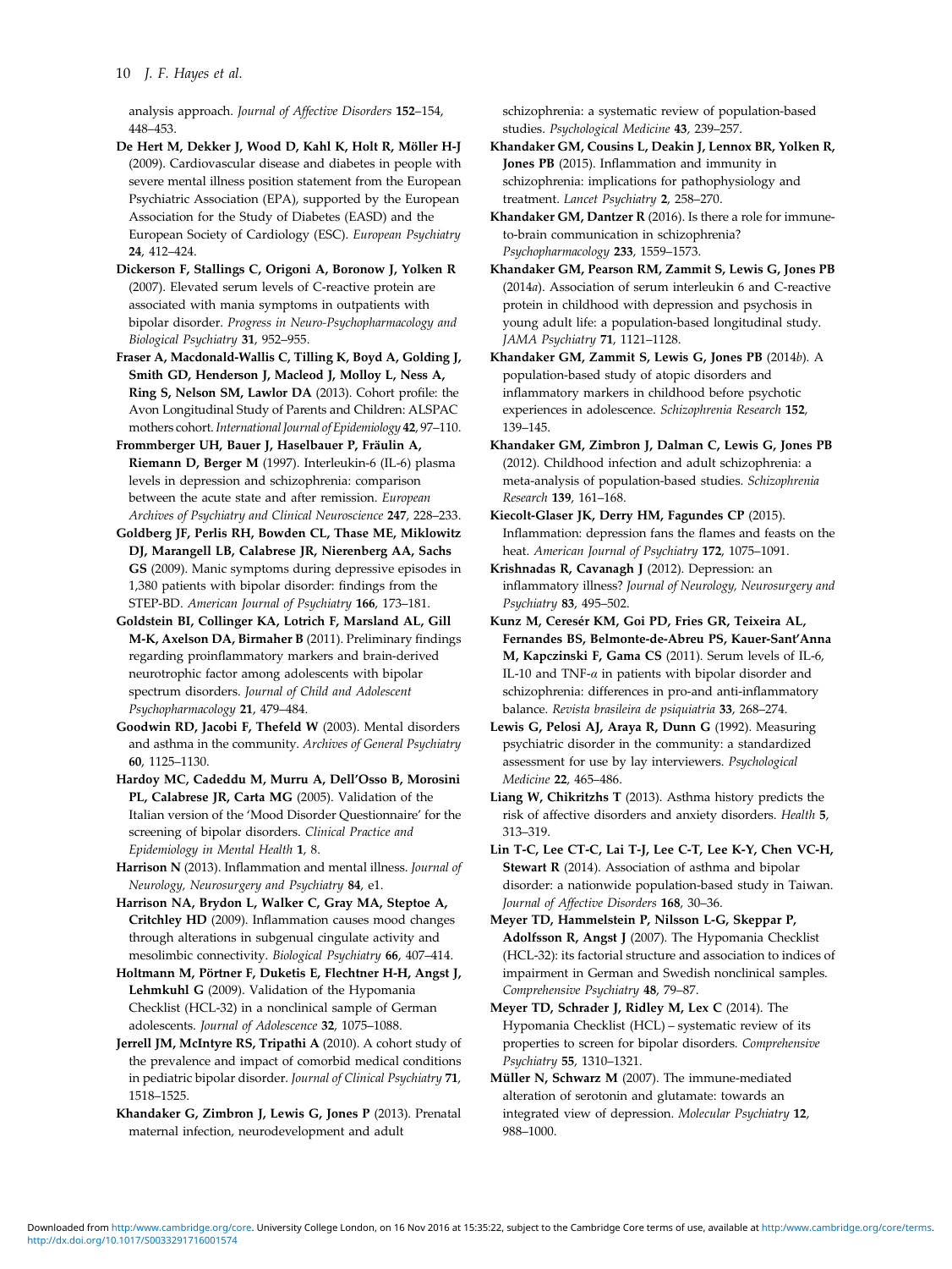analysis approach. *Journal of Affective Disorders* **152–154**, 448–453.

**De Hert M, Dekker J, Wood D, Kahl K, Holt R, Möller H-J** (2009). Cardiovascular disease and diabetes in people with severe mental illness position statement from the European Psychiatric Association (EPA), supported by the European Association for the Study of Diabetes (EASD) and the European Society of Cardiology (ESC). *European Psychiatry* **24**, 412–424.

**Dickerson F, Stallings C, Origoni A, Boronow J, Yolken R** (2007). Elevated serum levels of C-reactive protein are associated with mania symptoms in outpatients with bipolar disorder. *Progress in Neuro-Psychopharmacology and Biological Psychiatry* **31**, 952–955.

**Fraser A, Macdonald-Wallis C, Tilling K, Boyd A, Golding J, Smith GD, Henderson J, Macleod J, Molloy L, Ness A, Ring S, Nelson SM, Lawlor DA** (2013). Cohort profile: the Avon Longitudinal Study of Parents and Children: ALSPAC mothers cohort. *International Journal of Epidemiology* **42**, 97–110.

**Frommberger UH, Bauer J, Haselbauer P, Fräulin A, Riemann D, Berger M** (1997). Interleukin-6 (IL-6) plasma levels in depression and schizophrenia: comparison between the acute state and after remission. *European Archives of Psychiatry and Clinical Neuroscience* **247**, 228–233.

**Goldberg JF, Perlis RH, Bowden CL, Thase ME, Miklowitz DJ, Marangell LB, Calabrese JR, Nierenberg AA, Sachs GS** (2009). Manic symptoms during depressive episodes in 1,380 patients with bipolar disorder: findings from the STEP-BD. *American Journal of Psychiatry* **166**, 173–181.

**Goldstein BI, Collinger KA, Lotrich F, Marsland AL, Gill M-K, Axelson DA, Birmaher B** (2011). Preliminary findings regarding proinflammatory markers and brain-derived neurotrophic factor among adolescents with bipolar spectrum disorders. *Journal of Child and Adolescent Psychopharmacology* **21**, 479–484.

**Goodwin RD, Jacobi F, Thefeld W** (2003). Mental disorders and asthma in the community. *Archives of General Psychiatry* **60**, 1125–1130.

**Hardoy MC, Cadeddu M, Murru A, Dell'Osso B, Morosini PL, Calabrese JR, Carta MG** (2005). Validation of the Italian version of the 'Mood Disorder Questionnaire' for the screening of bipolar disorders. *Clinical Practice and Epidemiology in Mental Health* **1**, 8.

**Harrison N** (2013). Inflammation and mental illness. *Journal of Neurology, Neurosurgery and Psychiatry* **84**, e1.

**Harrison NA, Brydon L, Walker C, Gray MA, Steptoe A, Critchley HD** (2009). Inflammation causes mood changes through alterations in subgenual cingulate activity and mesolimbic connectivity. *Biological Psychiatry* **66**, 407–414.

**Holtmann M, Pörtner F, Duketis E, Flechtner H-H, Angst J, Lehmkuhl G** (2009). Validation of the Hypomania Checklist (HCL-32) in a nonclinical sample of German adolescents. *Journal of Adolescence* **32**, 1075–1088.

**Jerrell JM, McIntyre RS, Tripathi A** (2010). A cohort study of the prevalence and impact of comorbid medical conditions in pediatric bipolar disorder. *Journal of Clinical Psychiatry* **71**, 1518–1525.

**Khandaker G, Zimbron J, Lewis G, Jones P** (2013). Prenatal maternal infection, neurodevelopment and adult schizophrenia: a systematic review of population-based studies. *Psychological Medicine* **43**, 239–257.

**Khandaker GM, Cousins L, Deakin J, Lennox BR, Yolken R, Jones PB** (2015). Inflammation and immunity in schizophrenia: implications for pathophysiology and treatment. *Lancet Psychiatry* **2**, 258–270.

**Khandaker GM, Dantzer R** (2016). Is there a role for immune-to-brain communication in schizophrenia? *Psychopharmacology* **233**, 1559–1573.

**Khandaker GM, Pearson RM, Zammit S, Lewis G, Jones PB** (2014*a*). Association of serum interleukin 6 and C-reactive protein in childhood with depression and psychosis in young adult life: a population-based longitudinal study. *JAMA Psychiatry* **71**, 1121–1128.

**Khandaker GM, Zammit S, Lewis G, Jones PB** (2014*b*). A population-based study of atopic disorders and inflammatory markers in childhood before psychotic experiences in adolescence. *Schizophrenia Research* **152**, 139–145.

**Khandaker GM, Zimbron J, Dalman C, Lewis G, Jones PB** (2012). Childhood infection and adult schizophrenia: a meta-analysis of population-based studies. *Schizophrenia Research* **139**, 161–168.

**Kiecolt-Glaser JK, Derry HM, Fagundes CP** (2015). Inflammation: depression fans the flames and feasts on the heat. *American Journal of Psychiatry* **172**, 1075–1091.

**Krishnadas R, Cavanagh J** (2012). Depression: an inflammatory illness? *Journal of Neurology, Neurosurgery and Psychiatry* **83**, 495–502.

**Kunz M, Ceresér KM, Goi PD, Fries GR, Teixeira AL, Fernandes BS, Belmonte-de-Abreu PS, Kauer-Sant'Anna M, Kapczinski F, Gama CS** (2011). Serum levels of IL-6, IL-10 and TNF-$\alpha$ in patients with bipolar disorder and schizophrenia: differences in pro-and anti-inflammatory balance. *Revista brasileira de psiquiatria* **33**, 268–274.

**Lewis G, Pelosi AJ, Araya R, Dunn G** (1992). Measuring psychiatric disorder in the community: a standardized assessment for use by lay interviewers. *Psychological Medicine* **22**, 465–486.

**Liang W, Chikritzhs T** (2013). Asthma history predicts the risk of affective disorders and anxiety disorders. *Health* **5**, 313–319.

**Lin T-C, Lee CT-C, Lai T-J, Lee C-T, Lee K-Y, Chen VC-H, Stewart R** (2014). Association of asthma and bipolar disorder: a nationwide population-based study in Taiwan. *Journal of Affective Disorders* **168**, 30–36.

**Meyer TD, Hammelstein P, Nilsson L-G, Skeppar P, Adolfsson R, Angst J** (2007). The Hypomania Checklist (HCL-32): its factorial structure and association to indices of impairment in German and Swedish nonclinical samples. *Comprehensive Psychiatry* **48**, 79–87.

**Meyer TD, Schrader J, Ridley M, Lex C** (2014). The Hypomania Checklist (HCL) – systematic review of its properties to screen for bipolar disorders. *Comprehensive Psychiatry* **55**, 1310–1321.

**Müller N, Schwarz M** (2007). The immune-mediated alteration of serotonin and glutamate: towards an integrated view of depression. *Molecular Psychiatry* **12**, 988–1000.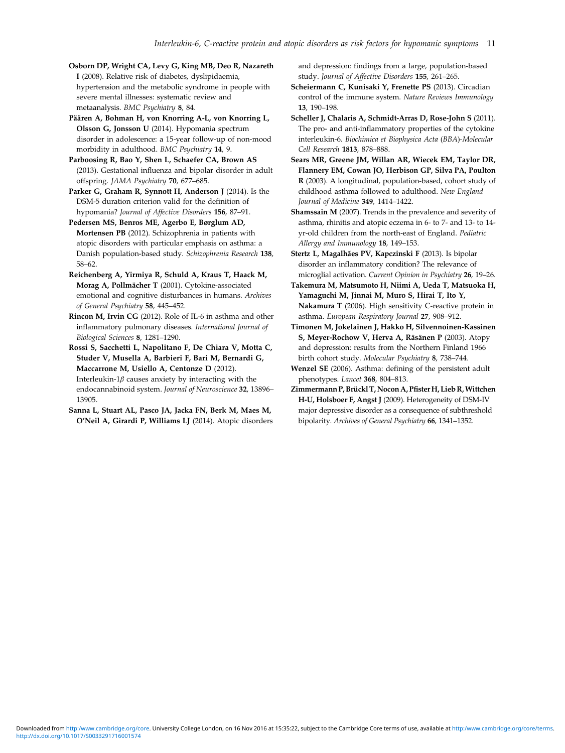**Osborn DP, Wright CA, Levy G, King MB, Deo R, Nazareth I** (2008). Relative risk of diabetes, dyslipidaemia, hypertension and the metabolic syndrome in people with severe mental illnesses: systematic review and metaanalysis. *BMC Psychiatry* **8**, 84.

**Päären A, Bohman H, von Knorring A-L, von Knorring L, Olsson G, Jonsson U** (2014). Hypomania spectrum disorder in adolescence: a 15-year follow-up of non-mood morbidity in adulthood. *BMC Psychiatry* **14**, 9.

**Parboosing R, Bao Y, Shen L, Schaefer CA, Brown AS** (2013). Gestational influenza and bipolar disorder in adult offspring. *JAMA Psychiatry* **70**, 677–685.

**Parker G, Graham R, Synnott H, Anderson J** (2014). Is the DSM-5 duration criterion valid for the definition of hypomania? *Journal of Affective Disorders* **156**, 87–91.

**Pedersen MS, Benros ME, Agerbo E, Børglum AD, Mortensen PB** (2012). Schizophrenia in patients with atopic disorders with particular emphasis on asthma: a Danish population-based study. *Schizophrenia Research* **138**, 58–62.

**Reichenberg A, Yirmiya R, Schuld A, Kraus T, Haack M, Morag A, Pollmächer T** (2001). Cytokine-associated emotional and cognitive disturbances in humans. *Archives of General Psychiatry* **58**, 445–452.

**Rincon M, Irvin CG** (2012). Role of IL-6 in asthma and other inflammatory pulmonary diseases. *International Journal of Biological Sciences* **8**, 1281–1290.

**Rossi S, Sacchetti L, Napolitano F, De Chiara V, Motta C, Studer V, Musella A, Barbieri F, Bari M, Bernardi G, Maccarrone M, Usiello A, Centonze D** (2012). Interleukin-1$\beta$ causes anxiety by interacting with the endocannabinoid system. *Journal of Neuroscience* **32**, 13896–13905.

**Sanna L, Stuart AL, Pasco JA, Jacka FN, Berk M, Maes M, O'Neil A, Girardi P, Williams LJ** (2014). Atopic disorders and depression: findings from a large, population-based study. *Journal of Affective Disorders* **155**, 261–265.

**Scheiermann C, Kunisaki Y, Frenette PS** (2013). Circadian control of the immune system. *Nature Reviews Immunology* **13**, 190–198.

**Scheller J, Chalaris A, Schmidt-Arras D, Rose-John S** (2011). The pro- and anti-inflammatory properties of the cytokine interleukin-6. *Biochimica et Biophysica Acta (BBA)-Molecular Cell Research* **1813**, 878–888.

**Sears MR, Greene JM, Willan AR, Wiecek EM, Taylor DR, Flannery EM, Cowan JO, Herbison GP, Silva PA, Poulton R** (2003). A longitudinal, population-based, cohort study of childhood asthma followed to adulthood. *New England Journal of Medicine* **349**, 1414–1422.

**Shamssain M** (2007). Trends in the prevalence and severity of asthma, rhinitis and atopic eczema in 6- to 7- and 13- to 14-yr-old children from the north-east of England. *Pediatric Allergy and Immunology* **18**, 149–153.

**Stertz L, Magalhães PV, Kapczinski F** (2013). Is bipolar disorder an inflammatory condition? The relevance of microglial activation. *Current Opinion in Psychiatry* **26**, 19–26.

**Takemura M, Matsumoto H, Niimi A, Ueda T, Matsuoka H, Yamaguchi M, Jinnai M, Muro S, Hirai T, Ito Y, Nakamura T** (2006). High sensitivity C-reactive protein in asthma. *European Respiratory Journal* **27**, 908–912.

**Timonen M, Jokelainen J, Hakko H, Silvennoinen-Kassinen S, Meyer-Rochow V, Herva A, Räsänen P** (2003). Atopy and depression: results from the Northern Finland 1966 birth cohort study. *Molecular Psychiatry* **8**, 738–744.

**Wenzel SE** (2006). Asthma: defining of the persistent adult phenotypes. *Lancet* **368**, 804–813.

**Zimmermann P, Brückl T, Nocon A, Pfister H, Lieb R, Wittchen H-U, Holsboer F, Angst J** (2009). Heterogeneity of DSM-IV major depressive disorder as a consequence of subthreshold bipolarity. *Archives of General Psychiatry* **66**, 1341–1352.